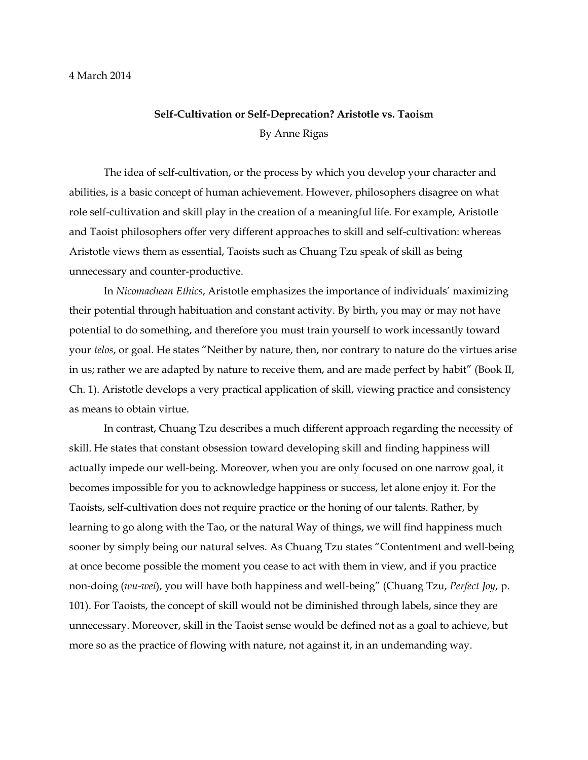4 March 2014

**Self-Cultivation or Self-Deprecation? Aristotle vs. Taoism**

By Anne Rigas

The idea of self-cultivation, or the process by which you develop your character and abilities, is a basic concept of human achievement. However, philosophers disagree on what role self-cultivation and skill play in the creation of a meaningful life. For example, Aristotle and Taoist philosophers offer very different approaches to skill and self-cultivation: whereas Aristotle views them as essential, Taoists such as Chuang Tzu speak of skill as being unnecessary and counter-productive.

In *Nicomachean Ethics*, Aristotle emphasizes the importance of individuals' maximizing their potential through habituation and constant activity. By birth, you may or may not have potential to do something, and therefore you must train yourself to work incessantly toward your *telos*, or goal. He states "Neither by nature, then, nor contrary to nature do the virtues arise in us; rather we are adapted by nature to receive them, and are made perfect by habit" (Book II, Ch. 1). Aristotle develops a very practical application of skill, viewing practice and consistency as means to obtain virtue.

In contrast, Chuang Tzu describes a much different approach regarding the necessity of skill. He states that constant obsession toward developing skill and finding happiness will actually impede our well-being. Moreover, when you are only focused on one narrow goal, it becomes impossible for you to acknowledge happiness or success, let alone enjoy it. For the Taoists, self-cultivation does not require practice or the honing of our talents. Rather, by learning to go along with the Tao, or the natural Way of things, we will find happiness much sooner by simply being our natural selves. As Chuang Tzu states "Contentment and well-being at once become possible the moment you cease to act with them in view, and if you practice non-doing (*wu-wei*), you will have both happiness and well-being" (Chuang Tzu, *Perfect Joy*, p. 101). For Taoists, the concept of skill would not be diminished through labels, since they are unnecessary. Moreover, skill in the Taoist sense would be defined not as a goal to achieve, but more so as the practice of flowing with nature, not against it, in an undemanding way.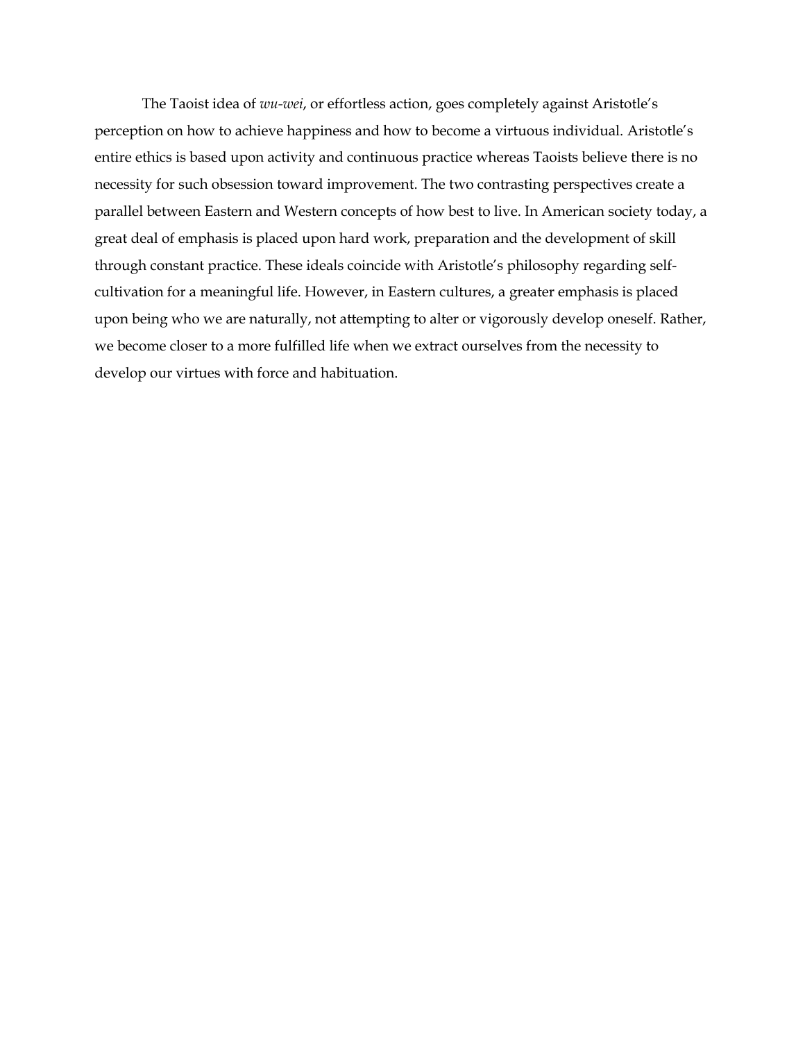The Taoist idea of *wu-wei*, or effortless action, goes completely against Aristotle's perception on how to achieve happiness and how to become a virtuous individual. Aristotle's entire ethics is based upon activity and continuous practice whereas Taoists believe there is no necessity for such obsession toward improvement. The two contrasting perspectives create a parallel between Eastern and Western concepts of how best to live. In American society today, a great deal of emphasis is placed upon hard work, preparation and the development of skill through constant practice. These ideals coincide with Aristotle's philosophy regarding self-cultivation for a meaningful life. However, in Eastern cultures, a greater emphasis is placed upon being who we are naturally, not attempting to alter or vigorously develop oneself. Rather, we become closer to a more fulfilled life when we extract ourselves from the necessity to develop our virtues with force and habituation.